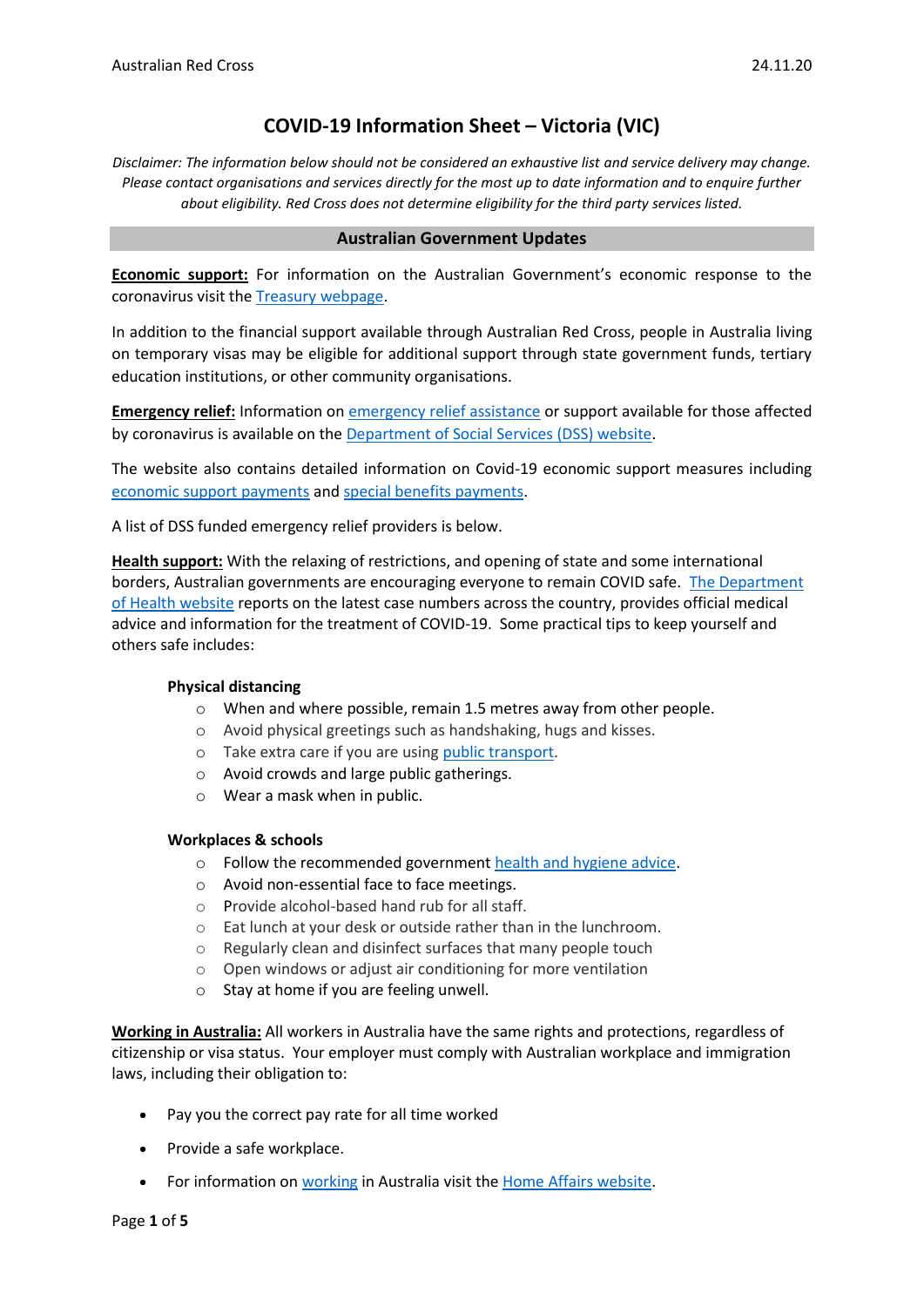# COVID-19 Information Sheet – Victoria (VIC)

*Disclaimer: The information below should not be considered an exhaustive list and service delivery may change. Please contact organisations and services directly for the most up to date information and to enquire further about eligibility. Red Cross does not determine eligibility for the third party services listed.*

## Australian Government Updates

**Economic support:** For information on the Australian Government's economic response to the coronavirus visit the Treasury webpage.

In addition to the financial support available through Australian Red Cross, people in Australia living on temporary visas may be eligible for additional support through state government funds, tertiary education institutions, or other community organisations.

**Emergency relief:** Information on emergency relief assistance or support available for those affected by coronavirus is available on the Department of Social Services (DSS) website.

The website also contains detailed information on Covid-19 economic support measures including economic support payments and special benefits payments.

A list of DSS funded emergency relief providers is below.

**Health support:** With the relaxing of restrictions, and opening of state and some international borders, Australian governments are encouraging everyone to remain COVID safe. The Department of Health website reports on the latest case numbers across the country, provides official medical advice and information for the treatment of COVID-19. Some practical tips to keep yourself and others safe includes:

**Physical distancing**

- When and where possible, remain 1.5 metres away from other people.
- Avoid physical greetings such as handshaking, hugs and kisses.
- Take extra care if you are using public transport.
- Avoid crowds and large public gatherings.
- Wear a mask when in public.

**Workplaces & schools**

- Follow the recommended government health and hygiene advice.
- Avoid non-essential face to face meetings.
- Provide alcohol-based hand rub for all staff.
- Eat lunch at your desk or outside rather than in the lunchroom.
- Regularly clean and disinfect surfaces that many people touch
- Open windows or adjust air conditioning for more ventilation
- Stay at home if you are feeling unwell.

**Working in Australia:** All workers in Australia have the same rights and protections, regardless of citizenship or visa status. Your employer must comply with Australian workplace and immigration laws, including their obligation to:

- Pay you the correct pay rate for all time worked
- Provide a safe workplace.
- For information on working in Australia visit the Home Affairs website.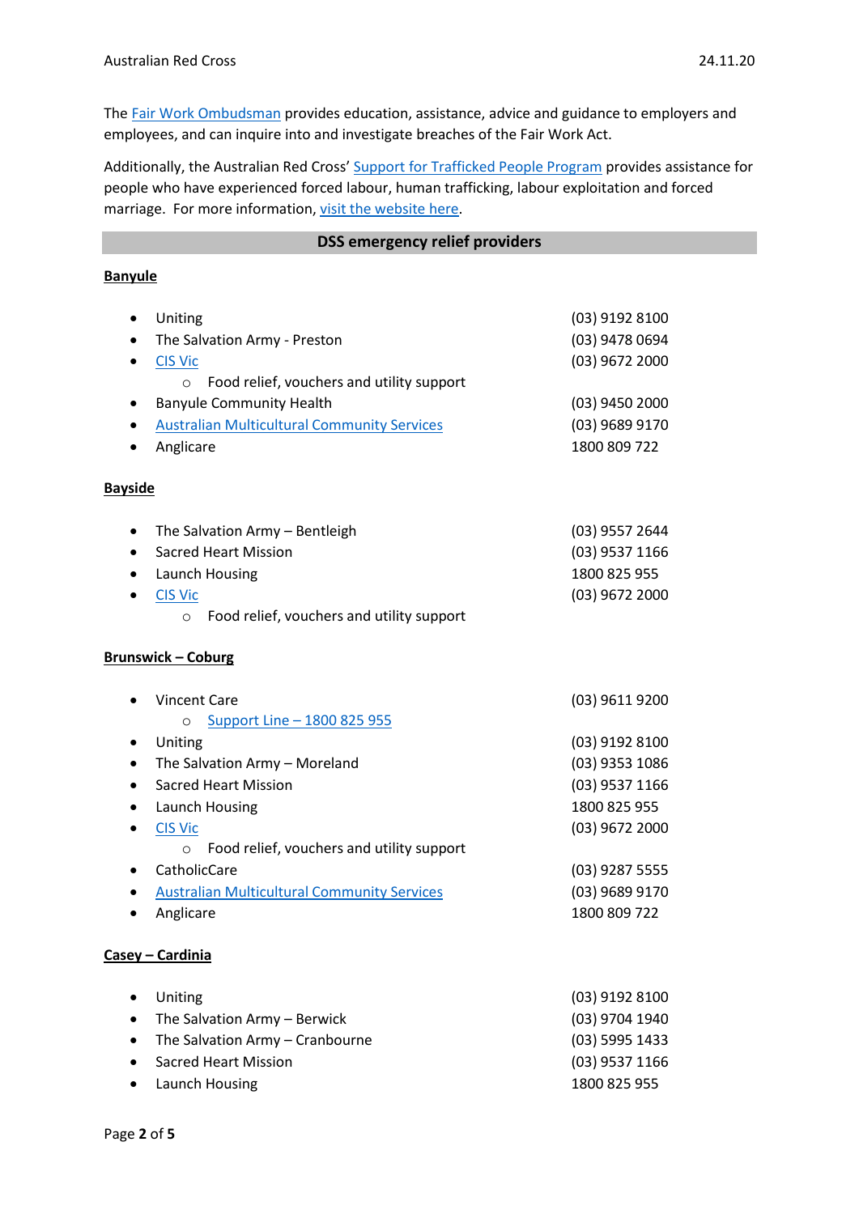The Fair Work Ombudsman provides education, assistance, advice and guidance to employers and employees, and can inquire into and investigate breaches of the Fair Work Act.

Additionally, the Australian Red Cross' Support for Trafficked People Program provides assistance for people who have experienced forced labour, human trafficking, labour exploitation and forced marriage. For more information, visit the website here.

## DSS emergency relief providers

**Banyule**

- Uniting — (03) 9192 8100
- The Salvation Army - Preston — (03) 9478 0694
- CIS Vic — (03) 9672 2000
    - Food relief, vouchers and utility support
- Banyule Community Health — (03) 9450 2000
- Australian Multicultural Community Services — (03) 9689 9170
- Anglicare — 1800 809 722

**Bayside**

- The Salvation Army – Bentleigh — (03) 9557 2644
- Sacred Heart Mission — (03) 9537 1166
- Launch Housing — 1800 825 955
- CIS Vic — (03) 9672 2000
    - Food relief, vouchers and utility support

**Brunswick – Coburg**

- Vincent Care — (03) 9611 9200
    - Support Line – 1800 825 955
- Uniting — (03) 9192 8100
- The Salvation Army – Moreland — (03) 9353 1086
- Sacred Heart Mission — (03) 9537 1166
- Launch Housing — 1800 825 955
- CIS Vic — (03) 9672 2000
    - Food relief, vouchers and utility support
- CatholicCare — (03) 9287 5555
- Australian Multicultural Community Services — (03) 9689 9170
- Anglicare — 1800 809 722

**Casey – Cardinia**

- Uniting — (03) 9192 8100
- The Salvation Army – Berwick — (03) 9704 1940
- The Salvation Army – Cranbourne — (03) 5995 1433
- Sacred Heart Mission — (03) 9537 1166
- Launch Housing — 1800 825 955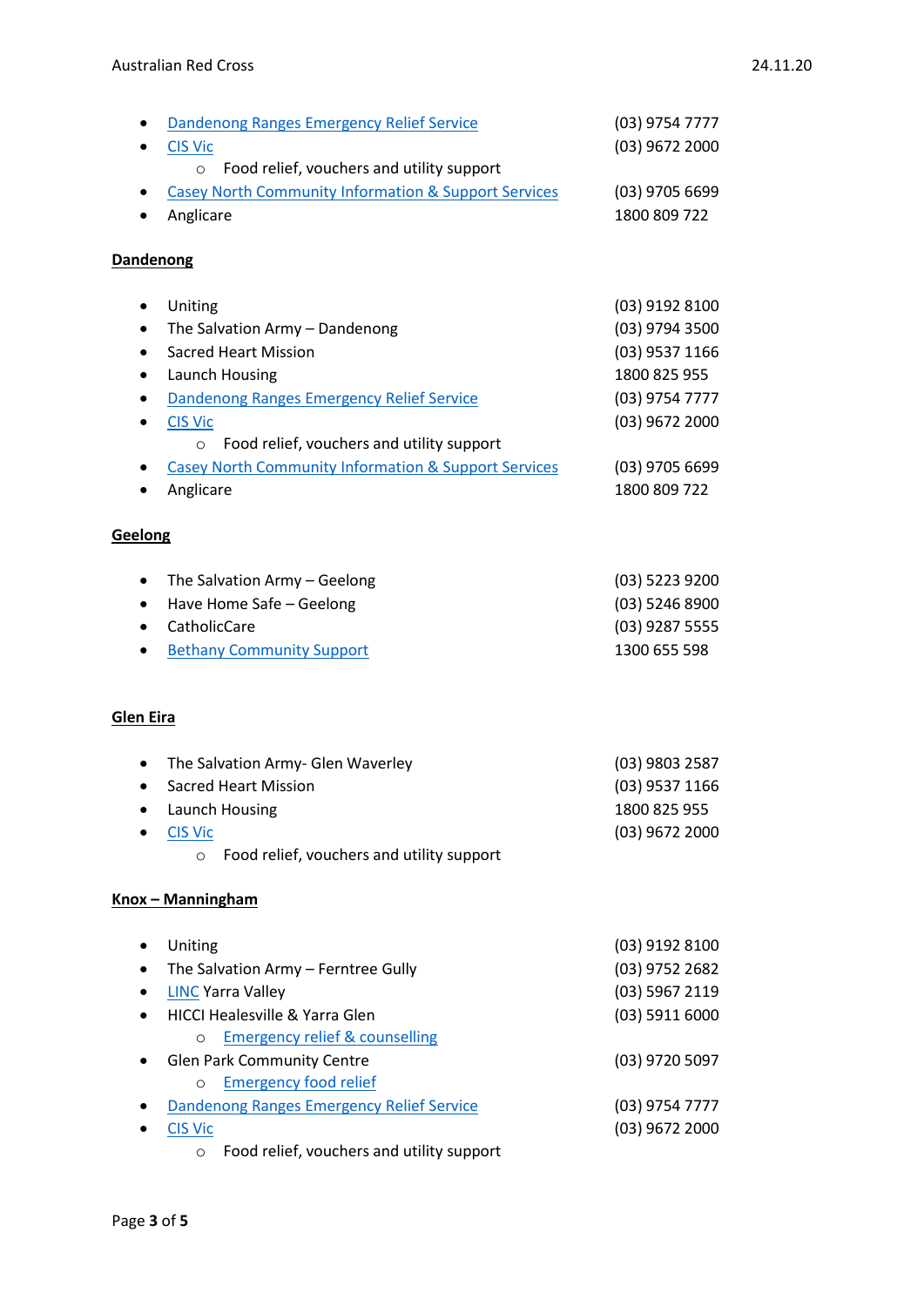- Dandenong Ranges Emergency Relief Service (03) 9754 7777
- CIS Vic (03) 9672 2000
    - Food relief, vouchers and utility support
- Casey North Community Information & Support Services (03) 9705 6699
- Anglicare 1800 809 722

**Dandenong**

- Uniting (03) 9192 8100
- The Salvation Army – Dandenong (03) 9794 3500
- Sacred Heart Mission (03) 9537 1166
- Launch Housing 1800 825 955
- Dandenong Ranges Emergency Relief Service (03) 9754 7777
- CIS Vic (03) 9672 2000
    - Food relief, vouchers and utility support
- Casey North Community Information & Support Services (03) 9705 6699
- Anglicare 1800 809 722

**Geelong**

- The Salvation Army – Geelong (03) 5223 9200
- Have Home Safe – Geelong (03) 5246 8900
- CatholicCare (03) 9287 5555
- Bethany Community Support 1300 655 598

**Glen Eira**

- The Salvation Army- Glen Waverley (03) 9803 2587
- Sacred Heart Mission (03) 9537 1166
- Launch Housing 1800 825 955
- CIS Vic (03) 9672 2000
    - Food relief, vouchers and utility support

**Knox – Manningham**

- Uniting (03) 9192 8100
- The Salvation Army – Ferntree Gully (03) 9752 2682
- LINC Yarra Valley (03) 5967 2119
- HICCI Healesville & Yarra Glen (03) 5911 6000
    - Emergency relief & counselling
- Glen Park Community Centre (03) 9720 5097
    - Emergency food relief
- Dandenong Ranges Emergency Relief Service (03) 9754 7777
- CIS Vic (03) 9672 2000
    - Food relief, vouchers and utility support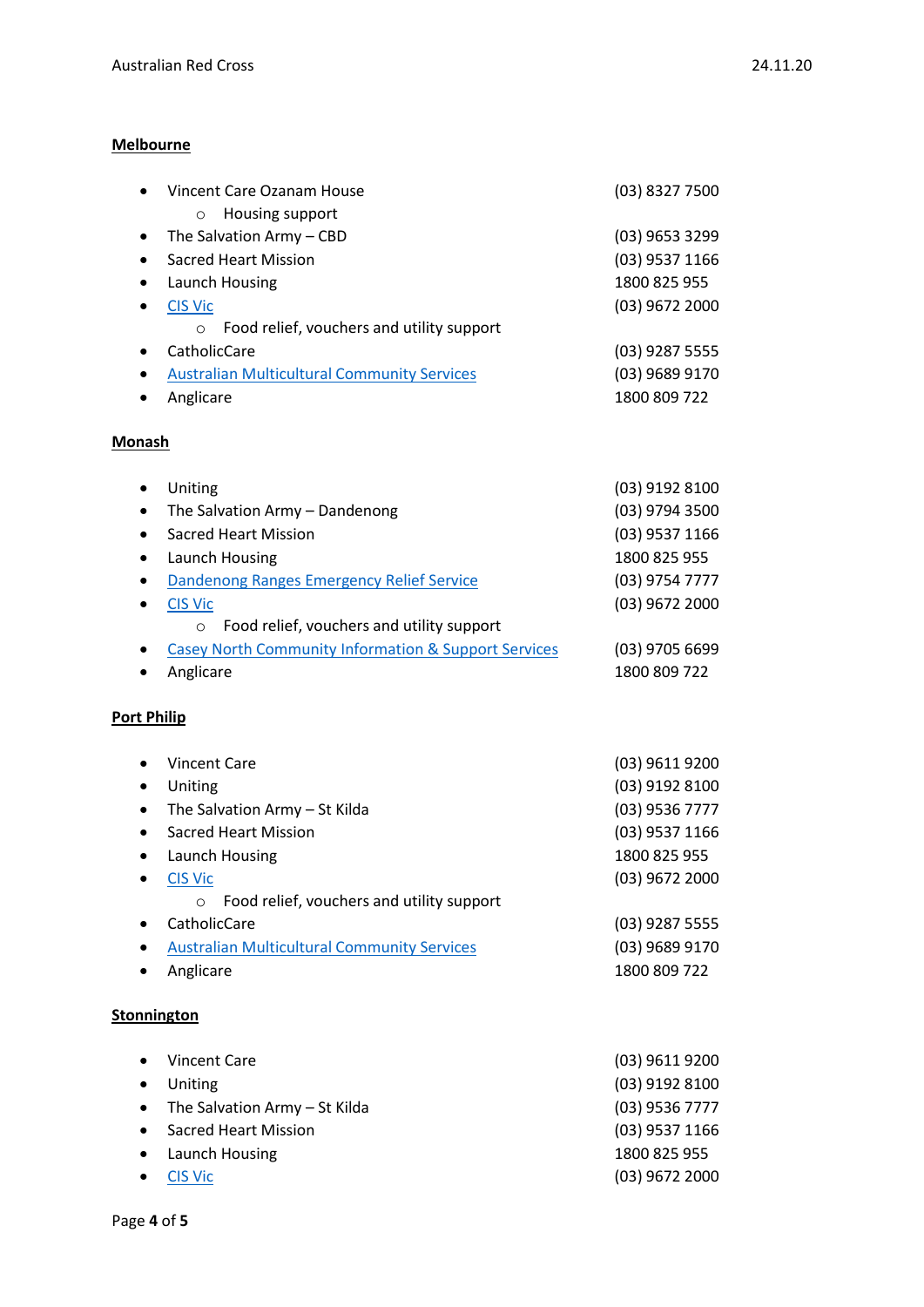## Melbourne

- Vincent Care Ozanam House (03) 8327 7500
    - Housing support
- The Salvation Army – CBD (03) 9653 3299
- Sacred Heart Mission (03) 9537 1166
- Launch Housing 1800 825 955
- CIS Vic (03) 9672 2000
    - Food relief, vouchers and utility support
- CatholicCare (03) 9287 5555
- Australian Multicultural Community Services (03) 9689 9170
- Anglicare 1800 809 722

## Monash

- Uniting (03) 9192 8100
- The Salvation Army – Dandenong (03) 9794 3500
- Sacred Heart Mission (03) 9537 1166
- Launch Housing 1800 825 955
- Dandenong Ranges Emergency Relief Service (03) 9754 7777
- CIS Vic (03) 9672 2000
    - Food relief, vouchers and utility support
- Casey North Community Information & Support Services (03) 9705 6699
- Anglicare 1800 809 722

## Port Philip

- Vincent Care (03) 9611 9200
- Uniting (03) 9192 8100
- The Salvation Army – St Kilda (03) 9536 7777
- Sacred Heart Mission (03) 9537 1166
- Launch Housing 1800 825 955
- CIS Vic (03) 9672 2000
    - Food relief, vouchers and utility support
- CatholicCare (03) 9287 5555
- Australian Multicultural Community Services (03) 9689 9170
- Anglicare 1800 809 722

## Stonnington

- Vincent Care (03) 9611 9200
- Uniting (03) 9192 8100
- The Salvation Army – St Kilda (03) 9536 7777
- Sacred Heart Mission (03) 9537 1166
- Launch Housing 1800 825 955
- CIS Vic (03) 9672 2000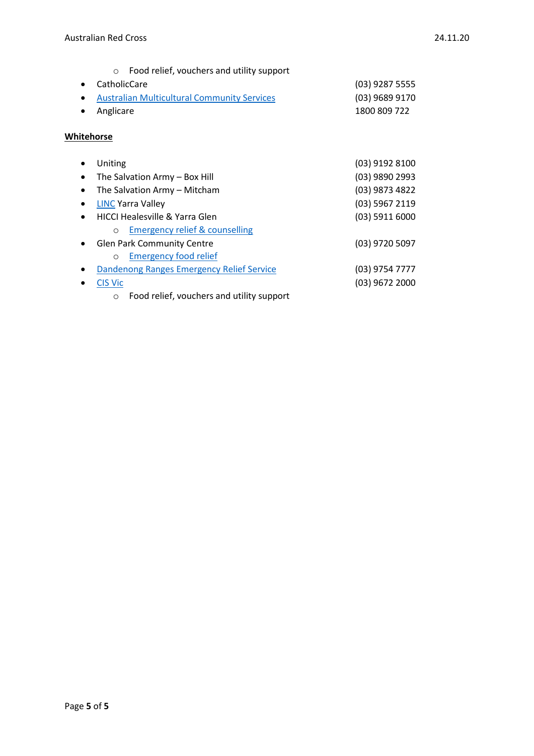- Food relief, vouchers and utility support
- CatholicCare (03) 9287 5555
- Australian Multicultural Community Services (03) 9689 9170
- Anglicare 1800 809 722

## Whitehorse

- Uniting (03) 9192 8100
- The Salvation Army – Box Hill (03) 9890 2993
- The Salvation Army – Mitcham (03) 9873 4822
- LINC Yarra Valley (03) 5967 2119
- HICCI Healesville & Yarra Glen (03) 5911 6000
  - Emergency relief & counselling
- Glen Park Community Centre (03) 9720 5097
  - Emergency food relief
- Dandenong Ranges Emergency Relief Service (03) 9754 7777
- CIS Vic (03) 9672 2000
  - Food relief, vouchers and utility support